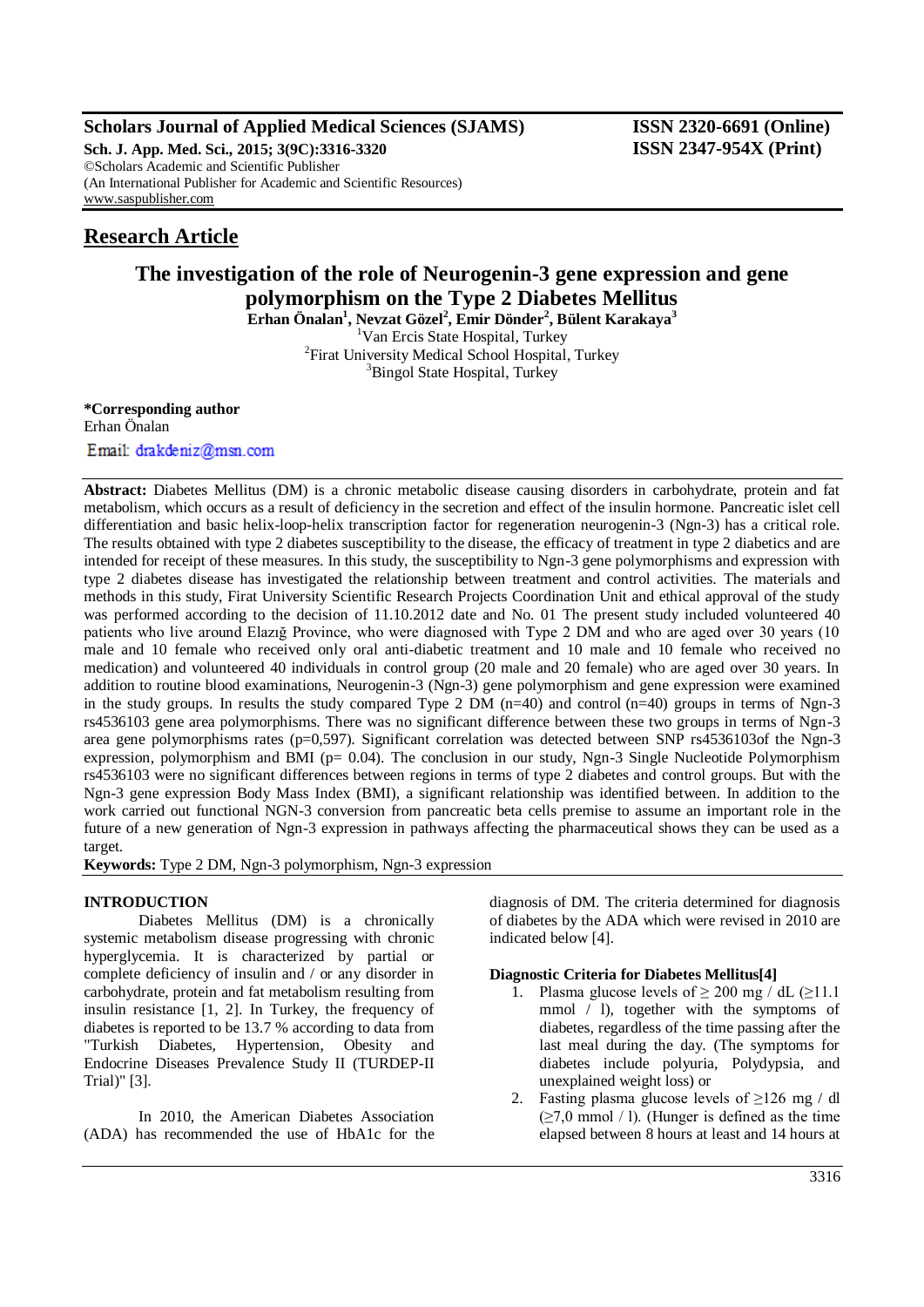**Scholars Journal of Applied Medical Sciences (SJAMS)** **ISSN 2320-6691 (Online)**
**Sch. J. App. Med. Sci., 2015; 3(9C):3316-3320** **ISSN 2347-954X (Print)**
©Scholars Academic and Scientific Publisher
(An International Publisher for Academic and Scientific Resources)
www.saspublisher.com

## Research Article

# The investigation of the role of Neurogenin-3 gene expression and gene polymorphism on the Type 2 Diabetes Mellitus

**Erhan Önalan[1], Nevzat Gözel[2], Emir Dönder[2], Bülent Karakaya[3]**

[1]Van Ercis State Hospital, Turkey
[2]Firat University Medical School Hospital, Turkey
[3]Bingol State Hospital, Turkey

**\*Corresponding author**
Erhan Önalan
Email: drakdeniz@msn.com

**Abstract:** Diabetes Mellitus (DM) is a chronic metabolic disease causing disorders in carbohydrate, protein and fat metabolism, which occurs as a result of deficiency in the secretion and effect of the insulin hormone. Pancreatic islet cell differentiation and basic helix-loop-helix transcription factor for regeneration neurogenin-3 (Ngn-3) has a critical role. The results obtained with type 2 diabetes susceptibility to the disease, the efficacy of treatment in type 2 diabetics and are intended for receipt of these measures. In this study, the susceptibility to Ngn-3 gene polymorphisms and expression with type 2 diabetes disease has investigated the relationship between treatment and control activities. The materials and methods in this study, Firat University Scientific Research Projects Coordination Unit and ethical approval of the study was performed according to the decision of 11.10.2012 date and No. 01 The present study included volunteered 40 patients who live around Elazığ Province, who were diagnosed with Type 2 DM and who are aged over 30 years (10 male and 10 female who received only oral anti-diabetic treatment and 10 male and 10 female who received no medication) and volunteered 40 individuals in control group (20 male and 20 female) who are aged over 30 years. In addition to routine blood examinations, Neurogenin-3 (Ngn-3) gene polymorphism and gene expression were examined in the study groups. In results the study compared Type 2 DM (n=40) and control (n=40) groups in terms of Ngn-3 rs4536103 gene area polymorphisms. There was no significant difference between these two groups in terms of Ngn-3 area gene polymorphisms rates (p=0,597). Significant correlation was detected between SNP rs4536103of the Ngn-3 expression, polymorphism and BMI (p= 0.04). The conclusion in our study, Ngn-3 Single Nucleotide Polymorphism rs4536103 were no significant differences between regions in terms of type 2 diabetes and control groups. But with the Ngn-3 gene expression Body Mass Index (BMI), a significant relationship was identified between. In addition to the work carried out functional NGN-3 conversion from pancreatic beta cells premise to assume an important role in the future of a new generation of Ngn-3 expression in pathways affecting the pharmaceutical shows they can be used as a target.

**Keywords:** Type 2 DM, Ngn-3 polymorphism, Ngn-3 expression

## INTRODUCTION

Diabetes Mellitus (DM) is a chronically systemic metabolism disease progressing with chronic hyperglycemia. It is characterized by partial or complete deficiency of insulin and / or any disorder in carbohydrate, protein and fat metabolism resulting from insulin resistance [1, 2]. In Turkey, the frequency of diabetes is reported to be 13.7 % according to data from "Turkish Diabetes, Hypertension, Obesity and Endocrine Diseases Prevalence Study II (TURDEP-II Trial)" [3].

In 2010, the American Diabetes Association (ADA) has recommended the use of HbA1c for the diagnosis of DM. The criteria determined for diagnosis of diabetes by the ADA which were revised in 2010 are indicated below [4].

### Diagnostic Criteria for Diabetes Mellitus[4]

1. Plasma glucose levels of ≥ 200 mg / dL (≥11.1 mmol / l), together with the symptoms of diabetes, regardless of the time passing after the last meal during the day. (The symptoms for diabetes include polyuria, Polydypsia, and unexplained weight loss) or
2. Fasting plasma glucose levels of ≥126 mg / dl (≥7,0 mmol / l). (Hunger is defined as the time elapsed between 8 hours at least and 14 hours at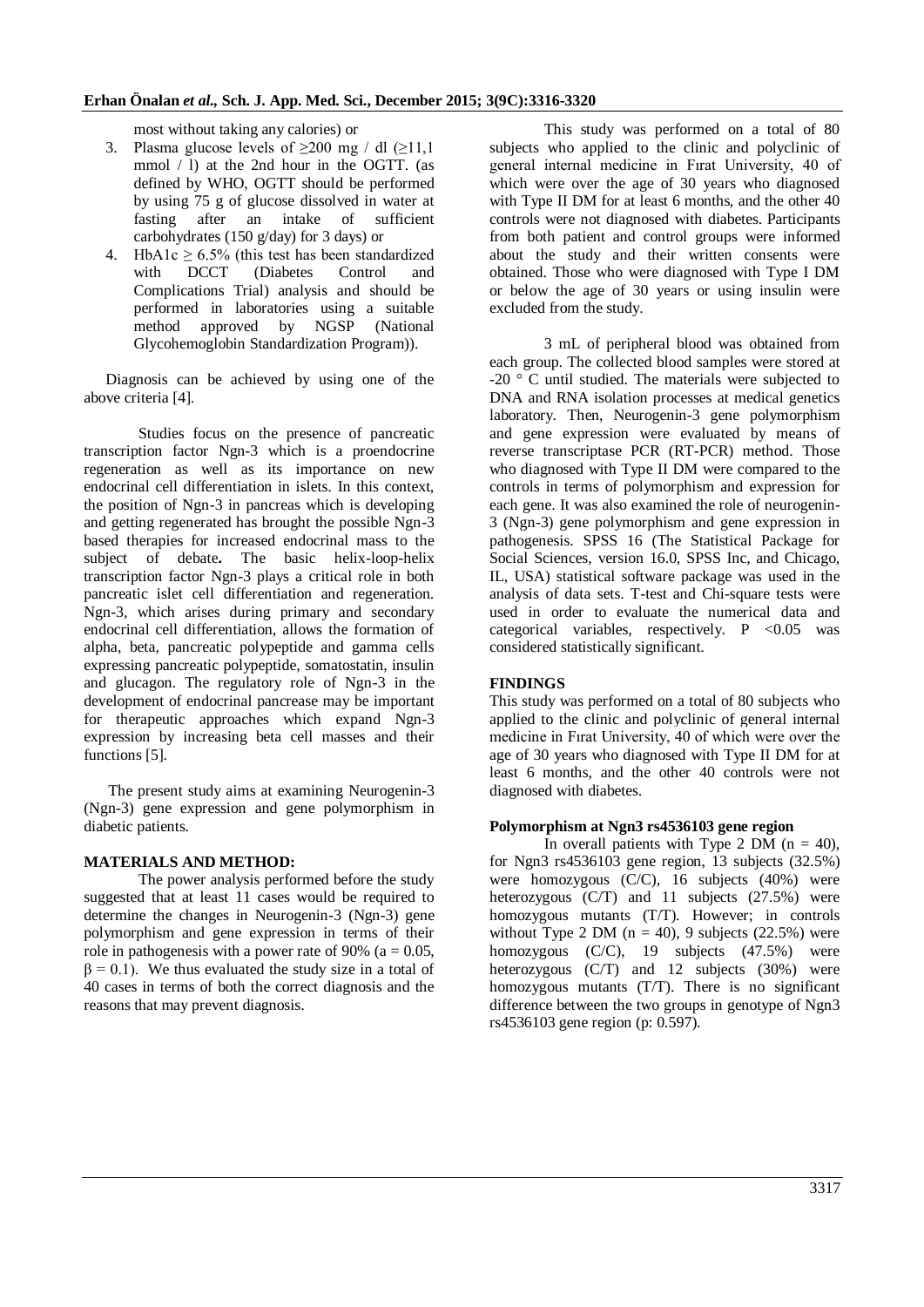most without taking any calories) or

3. Plasma glucose levels of ≥200 mg / dl (≥11,1 mmol / l) at the 2nd hour in the OGTT. (as defined by WHO, OGTT should be performed by using 75 g of glucose dissolved in water at fasting after an intake of sufficient carbohydrates (150 g/day) for 3 days) or
4. HbA1c ≥ 6.5% (this test has been standardized with DCCT (Diabetes Control and Complications Trial) analysis and should be performed in laboratories using a suitable method approved by NGSP (National Glycohemoglobin Standardization Program)).

Diagnosis can be achieved by using one of the above criteria [4].

Studies focus on the presence of pancreatic transcription factor Ngn-3 which is a proendocrine regeneration as well as its importance on new endocrinal cell differentiation in islets. In this context, the position of Ngn-3 in pancreas which is developing and getting regenerated has brought the possible Ngn-3 based therapies for increased endocrinal mass to the subject of debate**.** The basic helix-loop-helix transcription factor Ngn-3 plays a critical role in both pancreatic islet cell differentiation and regeneration. Ngn-3, which arises during primary and secondary endocrinal cell differentiation, allows the formation of alpha, beta, pancreatic polypeptide and gamma cells expressing pancreatic polypeptide, somatostatin, insulin and glucagon. The regulatory role of Ngn-3 in the development of endocrinal pancrease may be important for therapeutic approaches which expand Ngn-3 expression by increasing beta cell masses and their functions [5].

The present study aims at examining Neurogenin-3 (Ngn-3) gene expression and gene polymorphism in diabetic patients.

## MATERIALS AND METHOD:

The power analysis performed before the study suggested that at least 11 cases would be required to determine the changes in Neurogenin-3 (Ngn-3) gene polymorphism and gene expression in terms of their role in pathogenesis with a power rate of 90% ($a = 0.05$, $\beta = 0.1$). We thus evaluated the study size in a total of 40 cases in terms of both the correct diagnosis and the reasons that may prevent diagnosis.

This study was performed on a total of 80 subjects who applied to the clinic and polyclinic of general internal medicine in Fırat University, 40 of which were over the age of 30 years who diagnosed with Type II DM for at least 6 months, and the other 40 controls were not diagnosed with diabetes. Participants from both patient and control groups were informed about the study and their written consents were obtained. Those who were diagnosed with Type I DM or below the age of 30 years or using insulin were excluded from the study.

3 mL of peripheral blood was obtained from each group. The collected blood samples were stored at -20 ° C until studied. The materials were subjected to DNA and RNA isolation processes at medical genetics laboratory. Then, Neurogenin-3 gene polymorphism and gene expression were evaluated by means of reverse transcriptase PCR (RT-PCR) method. Those who diagnosed with Type II DM were compared to the controls in terms of polymorphism and expression for each gene. It was also examined the role of neurogenin-3 (Ngn-3) gene polymorphism and gene expression in pathogenesis. SPSS 16 (The Statistical Package for Social Sciences, version 16.0, SPSS Inc, and Chicago, IL, USA) statistical software package was used in the analysis of data sets. T-test and Chi-square tests were used in order to evaluate the numerical data and categorical variables, respectively. $P < 0.05$ was considered statistically significant.

## FINDINGS

This study was performed on a total of 80 subjects who applied to the clinic and polyclinic of general internal medicine in Fırat University, 40 of which were over the age of 30 years who diagnosed with Type II DM for at least 6 months, and the other 40 controls were not diagnosed with diabetes.

### Polymorphism at Ngn3 rs4536103 gene region

In overall patients with Type 2 DM ($n = 40$), for Ngn3 rs4536103 gene region, 13 subjects (32.5%) were homozygous (C/C), 16 subjects (40%) were heterozygous (C/T) and 11 subjects (27.5%) were homozygous mutants (T/T). However; in controls without Type 2 DM ($n = 40$), 9 subjects (22.5%) were homozygous (C/C), 19 subjects (47.5%) were heterozygous (C/T) and 12 subjects (30%) were homozygous mutants (T/T). There is no significant difference between the two groups in genotype of Ngn3 rs4536103 gene region (p: 0.597).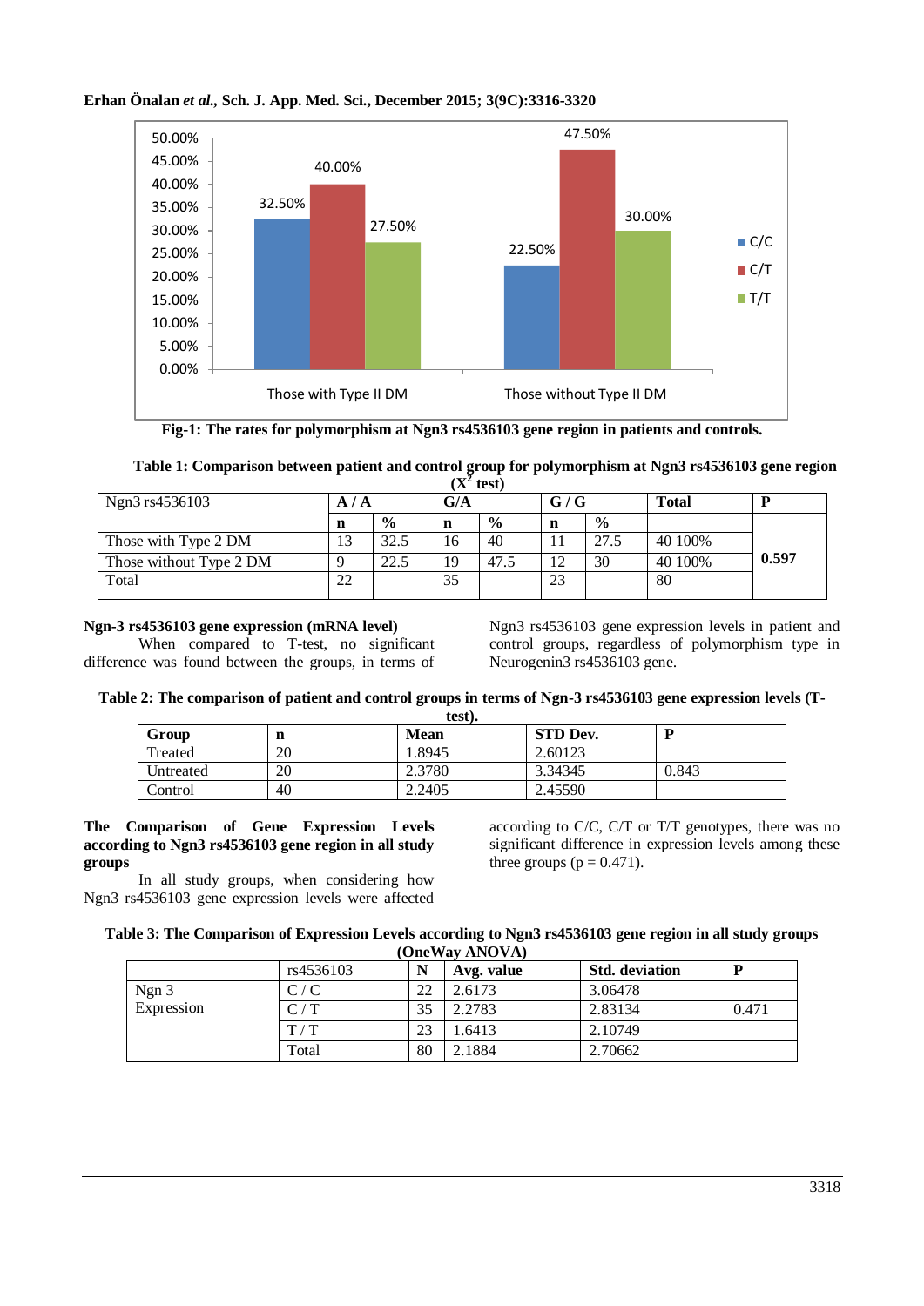**Fig-1: The rates for polymorphism at Ngn3 rs4536103 gene region in patients and controls.**

**Table 1: Comparison between patient and control group for polymorphism at Ngn3 rs4536103 gene region ($X^2$ test)**

| Ngn3 rs4536103 | A / A | | G/A | | G / G | | Total | P |
|---|---|---|---|---|---|---|---|---|
| | n | % | n | % | n | % | | |
| Those with Type 2 DM | 13 | 32.5 | 16 | 40 | 11 | 27.5 | 40 100% | |
| Those without Type 2 DM | 9 | 22.5 | 19 | 47.5 | 12 | 30 | 40 100% | **0.597** |
| Total | 22 | | 35 | | 23 | | 80 | |

**Ngn-3 rs4536103 gene expression (mRNA level)**

When compared to T-test, no significant difference was found between the groups, in terms of Ngn3 rs4536103 gene expression levels in patient and control groups, regardless of polymorphism type in Neurogenin3 rs4536103 gene.

**Table 2: The comparison of patient and control groups in terms of Ngn-3 rs4536103 gene expression levels (T-test).**

| Group | n | Mean | STD Dev. | P |
|---|---|---|---|---|
| Treated | 20 | 1.8945 | 2.60123 | |
| Untreated | 20 | 2.3780 | 3.34345 | 0.843 |
| Control | 40 | 2.2405 | 2.45590 | |

**The Comparison of Gene Expression Levels according to Ngn3 rs4536103 gene region in all study groups**

In all study groups, when considering how Ngn3 rs4536103 gene expression levels were affected according to C/C, C/T or T/T genotypes, there was no significant difference in expression levels among these three groups (p = 0.471).

**Table 3: The Comparison of Expression Levels according to Ngn3 rs4536103 gene region in all study groups (OneWay ANOVA)**

| | rs4536103 | N | Avg. value | Std. deviation | P |
|---|---|---|---|---|---|
| Ngn 3 Expression | C / C | 22 | 2.6173 | 3.06478 | |
| | C / T | 35 | 2.2783 | 2.83134 | 0.471 |
| | T / T | 23 | 1.6413 | 2.10749 | |
| | Total | 80 | 2.1884 | 2.70662 | |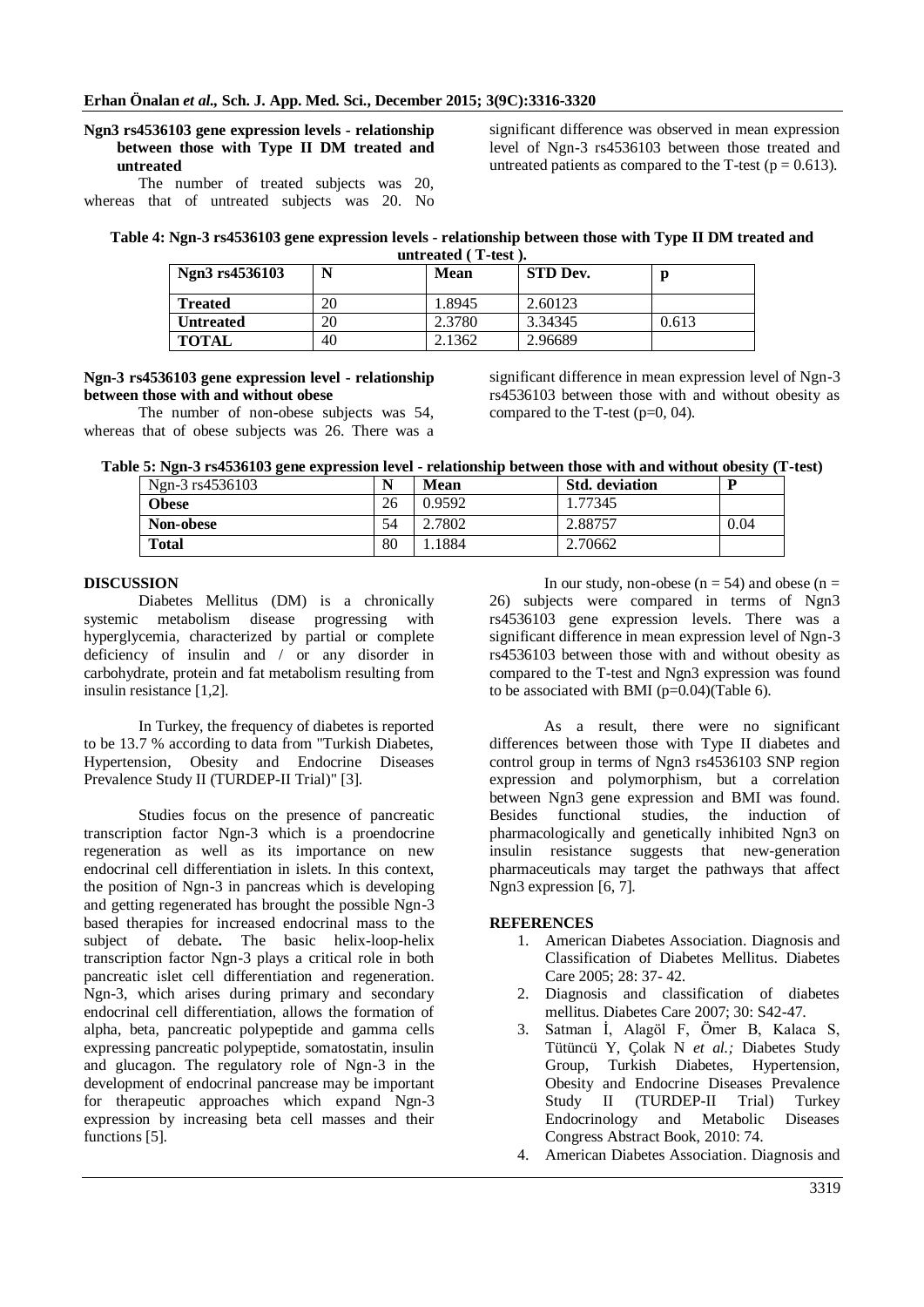**Ngn3 rs4536103 gene expression levels - relationship between those with Type II DM treated and untreated**

The number of treated subjects was 20, whereas that of untreated subjects was 20. No significant difference was observed in mean expression level of Ngn-3 rs4536103 between those treated and untreated patients as compared to the T-test (p = 0.613).

**Table 4: Ngn-3 rs4536103 gene expression levels - relationship between those with Type II DM treated and untreated ( T-test ).**

| Ngn3 rs4536103 | N | Mean | STD Dev. | p |
|---|---|---|---|---|
| Treated | 20 | 1.8945 | 2.60123 | |
| Untreated | 20 | 2.3780 | 3.34345 | 0.613 |
| TOTAL | 40 | 2.1362 | 2.96689 | |

**Ngn-3 rs4536103 gene expression level - relationship between those with and without obese**

The number of non-obese subjects was 54, whereas that of obese subjects was 26. There was a significant difference in mean expression level of Ngn-3 rs4536103 between those with and without obesity as compared to the T-test (p=0, 04).

**Table 5: Ngn-3 rs4536103 gene expression level - relationship between those with and without obesity (T-test)**

| Ngn-3 rs4536103 | N | Mean | Std. deviation | P |
|---|---|---|---|---|
| Obese | 26 | 0.9592 | 1.77345 | |
| Non-obese | 54 | 2.7802 | 2.88757 | 0.04 |
| Total | 80 | 1.1884 | 2.70662 | |

## DISCUSSION

Diabetes Mellitus (DM) is a chronically systemic metabolism disease progressing with hyperglycemia, characterized by partial or complete deficiency of insulin and / or any disorder in carbohydrate, protein and fat metabolism resulting from insulin resistance [1,2].

In Turkey, the frequency of diabetes is reported to be 13.7 % according to data from "Turkish Diabetes, Hypertension, Obesity and Endocrine Diseases Prevalence Study II (TURDEP-II Trial)" [3].

Studies focus on the presence of pancreatic transcription factor Ngn-3 which is a proendocrine regeneration as well as its importance on new endocrinal cell differentiation in islets. In this context, the position of Ngn-3 in pancreas which is developing and getting regenerated has brought the possible Ngn-3 based therapies for increased endocrinal mass to the subject of debate**.** The basic helix-loop-helix transcription factor Ngn-3 plays a critical role in both pancreatic islet cell differentiation and regeneration. Ngn-3, which arises during primary and secondary endocrinal cell differentiation, allows the formation of alpha, beta, pancreatic polypeptide and gamma cells expressing pancreatic polypeptide, somatostatin, insulin and glucagon. The regulatory role of Ngn-3 in the development of endocrinal pancrease may be important for therapeutic approaches which expand Ngn-3 expression by increasing beta cell masses and their functions [5].

In our study, non-obese (n = 54) and obese (n = 26) subjects were compared in terms of Ngn3 rs4536103 gene expression levels. There was a significant difference in mean expression level of Ngn-3 rs4536103 between those with and without obesity as compared to the T-test and Ngn3 expression was found to be associated with BMI (p=0.04)(Table 6).

As a result, there were no significant differences between those with Type II diabetes and control group in terms of Ngn3 rs4536103 SNP region expression and polymorphism, but a correlation between Ngn3 gene expression and BMI was found. Besides functional studies, the induction of pharmacologically and genetically inhibited Ngn3 on insulin resistance suggests that new-generation pharmaceuticals may target the pathways that affect Ngn3 expression [6, 7].

## REFERENCES

1. American Diabetes Association. Diagnosis and Classification of Diabetes Mellitus. Diabetes Care 2005; 28: 37- 42.
2. Diagnosis and classification of diabetes mellitus. Diabetes Care 2007; 30: S42-47.
3. Satman İ, Alagöl F, Ömer B, Kalaca S, Tütüncü Y, Çolak N *et al.;* Diabetes Study Group, Turkish Diabetes, Hypertension, Obesity and Endocrine Diseases Prevalence Study II (TURDEP-II Trial) Turkey Endocrinology and Metabolic Diseases Congress Abstract Book, 2010: 74.
4. American Diabetes Association. Diagnosis and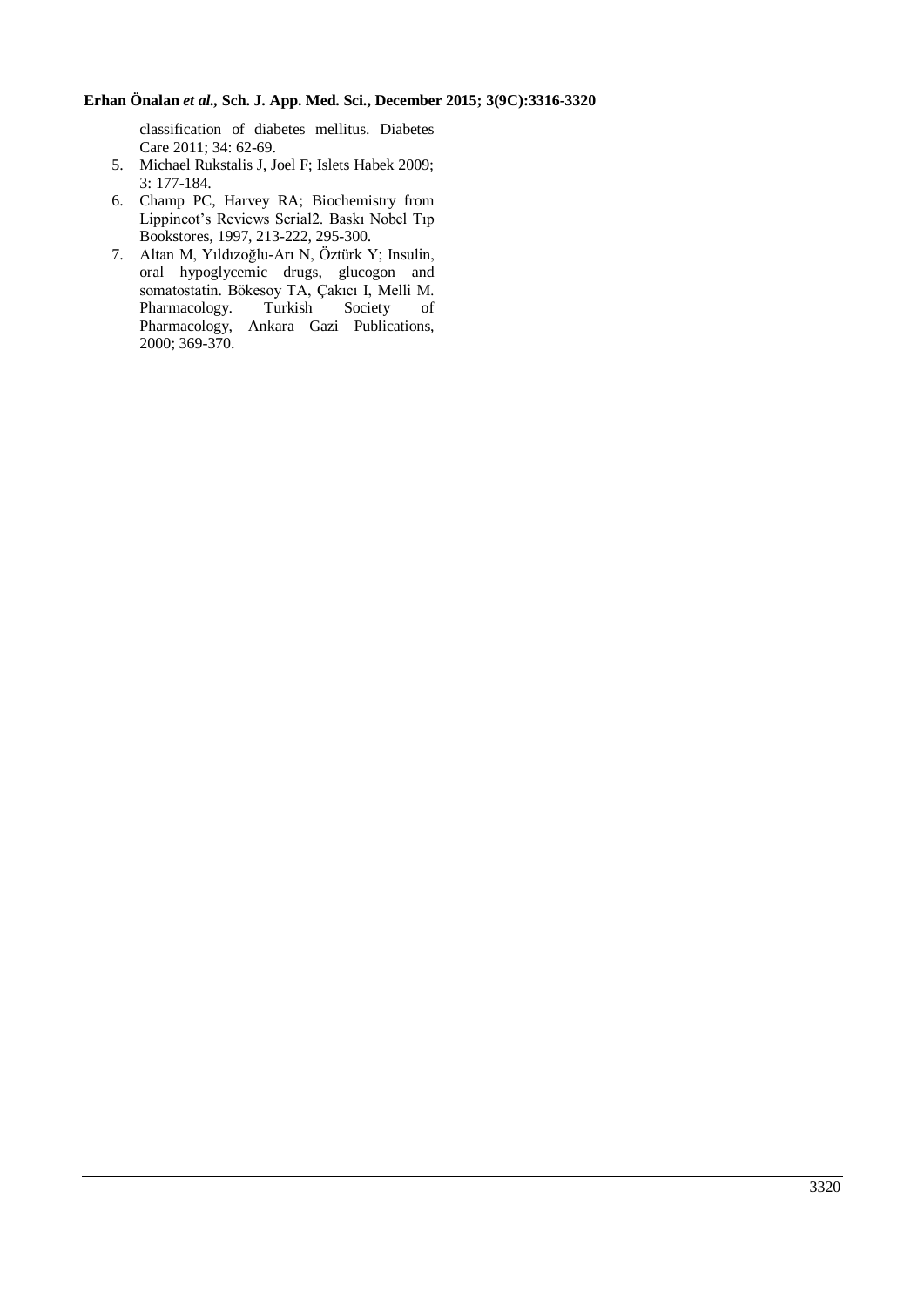classification of diabetes mellitus. Diabetes Care 2011; 34: 62-69.

5. Michael Rukstalis J, Joel F; Islets Habek 2009; 3: 177-184.
6. Champ PC, Harvey RA; Biochemistry from Lippincot's Reviews Serial2. Baskı Nobel Tıp Bookstores, 1997, 213-222, 295-300.
7. Altan M, Yıldızoğlu-Arı N, Öztürk Y; Insulin, oral hypoglycemic drugs, glucogon and somatostatin. Bökesoy TA, Çakıcı I, Melli M. Pharmacology. Turkish Society of Pharmacology, Ankara Gazi Publications, 2000; 369-370.